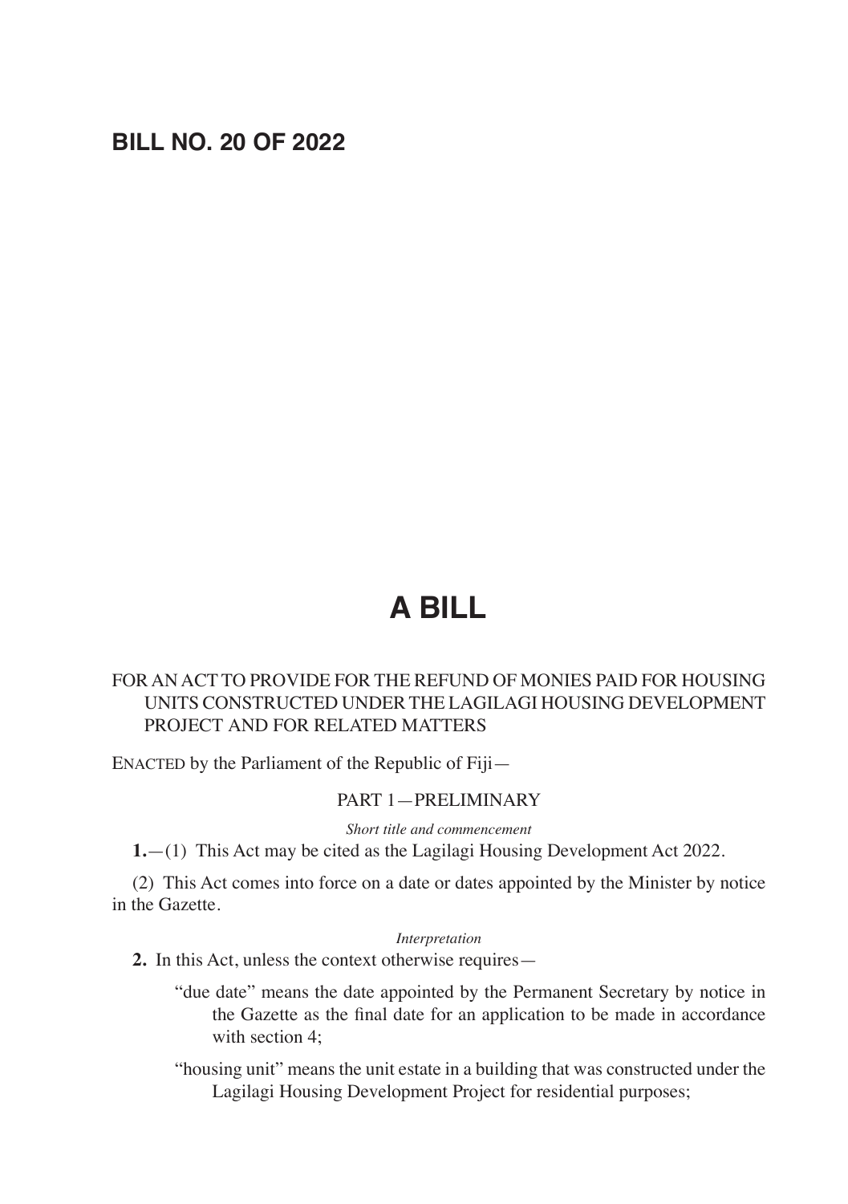# BILL NO. 20 OF 2022

# A BILL

FOR AN ACT TO PROVIDE FOR THE REFUND OF MONIES PAID FOR HOUSING UNITS CONSTRUCTED UNDER THE LAGILAGI HOUSING DEVELOPMENT PROJECT AND FOR RELATED MATTERS

ENACTED by the Parliament of the Republic of Fiji—

## PART 1—PRELIMINARY

*Short title and commencement*

**1.**—(1) This Act may be cited as the Lagilagi Housing Development Act 2022.

(2) This Act comes into force on a date or dates appointed by the Minister by notice in the Gazette.

*Interpretation*

**2.** In this Act, unless the context otherwise requires—

"due date" means the date appointed by the Permanent Secretary by notice in the Gazette as the final date for an application to be made in accordance with section 4;

"housing unit" means the unit estate in a building that was constructed under the Lagilagi Housing Development Project for residential purposes;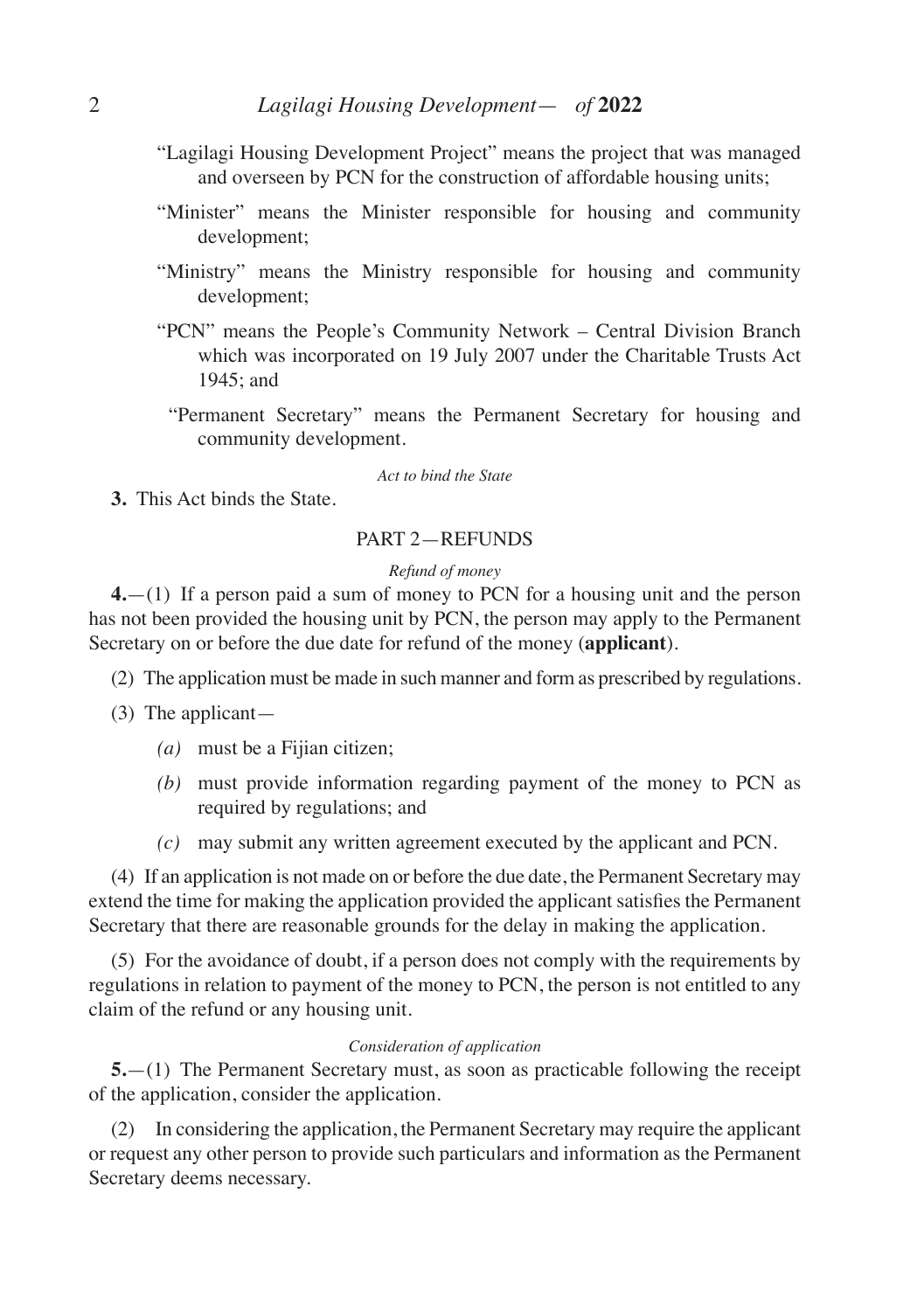"Lagilagi Housing Development Project" means the project that was managed and overseen by PCN for the construction of affordable housing units;

"Minister" means the Minister responsible for housing and community development;

"Ministry" means the Ministry responsible for housing and community development;

"PCN" means the People's Community Network – Central Division Branch which was incorporated on 19 July 2007 under the Charitable Trusts Act 1945; and

"Permanent Secretary" means the Permanent Secretary for housing and community development.

*Act to bind the State*

**3.** This Act binds the State.

## PART 2—REFUNDS

*Refund of money*

**4.**—(1) If a person paid a sum of money to PCN for a housing unit and the person has not been provided the housing unit by PCN, the person may apply to the Permanent Secretary on or before the due date for refund of the money (**applicant**).

(2) The application must be made in such manner and form as prescribed by regulations.

(3) The applicant—

*(a)* must be a Fijian citizen;

*(b)* must provide information regarding payment of the money to PCN as required by regulations; and

*(c)* may submit any written agreement executed by the applicant and PCN.

(4) If an application is not made on or before the due date, the Permanent Secretary may extend the time for making the application provided the applicant satisfies the Permanent Secretary that there are reasonable grounds for the delay in making the application.

(5) For the avoidance of doubt, if a person does not comply with the requirements by regulations in relation to payment of the money to PCN, the person is not entitled to any claim of the refund or any housing unit.

*Consideration of application*

**5.**—(1) The Permanent Secretary must, as soon as practicable following the receipt of the application, consider the application.

(2) In considering the application, the Permanent Secretary may require the applicant or request any other person to provide such particulars and information as the Permanent Secretary deems necessary.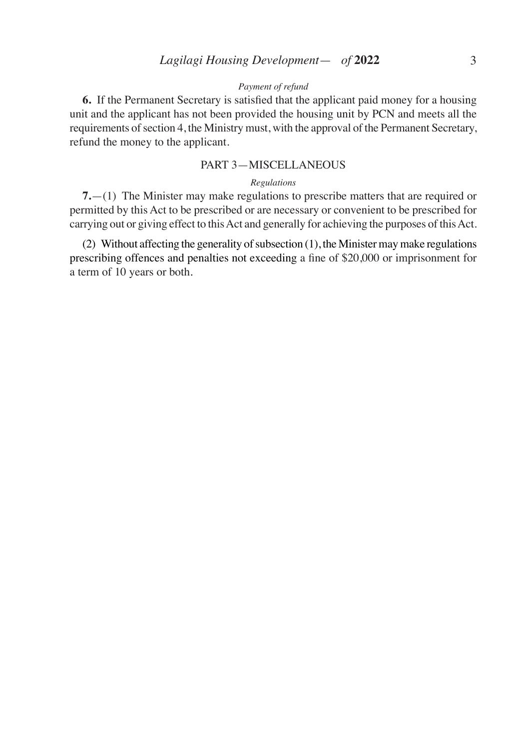*Payment of refund*

**6.** If the Permanent Secretary is satisfied that the applicant paid money for a housing unit and the applicant has not been provided the housing unit by PCN and meets all the requirements of section 4, the Ministry must, with the approval of the Permanent Secretary, refund the money to the applicant.

## PART 3—MISCELLANEOUS

*Regulations*

**7.**—(1) The Minister may make regulations to prescribe matters that are required or permitted by this Act to be prescribed or are necessary or convenient to be prescribed for carrying out or giving effect to this Act and generally for achieving the purposes of this Act.

(2) Without affecting the generality of subsection (1), the Minister may make regulations prescribing offences and penalties not exceeding a fine of $20,000 or imprisonment for a term of 10 years or both.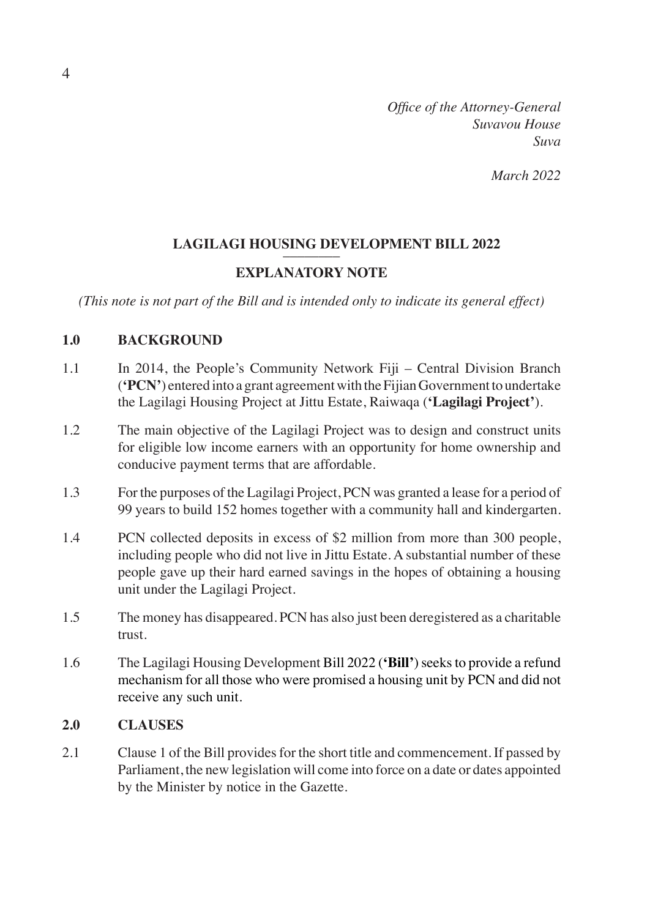*Office of the Attorney-General*
*Suvavou House*
*Suva*

*March 2022*

## LAGILAGI HOUSING DEVELOPMENT BILL 2022

## EXPLANATORY NOTE

*(This note is not part of the Bill and is intended only to indicate its general effect)*

### 1.0 BACKGROUND

1.1 In 2014, the People's Community Network Fiji – Central Division Branch (**'PCN'**) entered into a grant agreement with the Fijian Government to undertake the Lagilagi Housing Project at Jittu Estate, Raiwaqa (**'Lagilagi Project'**).

1.2 The main objective of the Lagilagi Project was to design and construct units for eligible low income earners with an opportunity for home ownership and conducive payment terms that are affordable.

1.3 For the purposes of the Lagilagi Project, PCN was granted a lease for a period of 99 years to build 152 homes together with a community hall and kindergarten.

1.4 PCN collected deposits in excess of $2 million from more than 300 people, including people who did not live in Jittu Estate. A substantial number of these people gave up their hard earned savings in the hopes of obtaining a housing unit under the Lagilagi Project.

1.5 The money has disappeared. PCN has also just been deregistered as a charitable trust.

1.6 The Lagilagi Housing Development Bill 2022 (**'Bill'**) seeks to provide a refund mechanism for all those who were promised a housing unit by PCN and did not receive any such unit.

### 2.0 CLAUSES

2.1 Clause 1 of the Bill provides for the short title and commencement. If passed by Parliament, the new legislation will come into force on a date or dates appointed by the Minister by notice in the Gazette.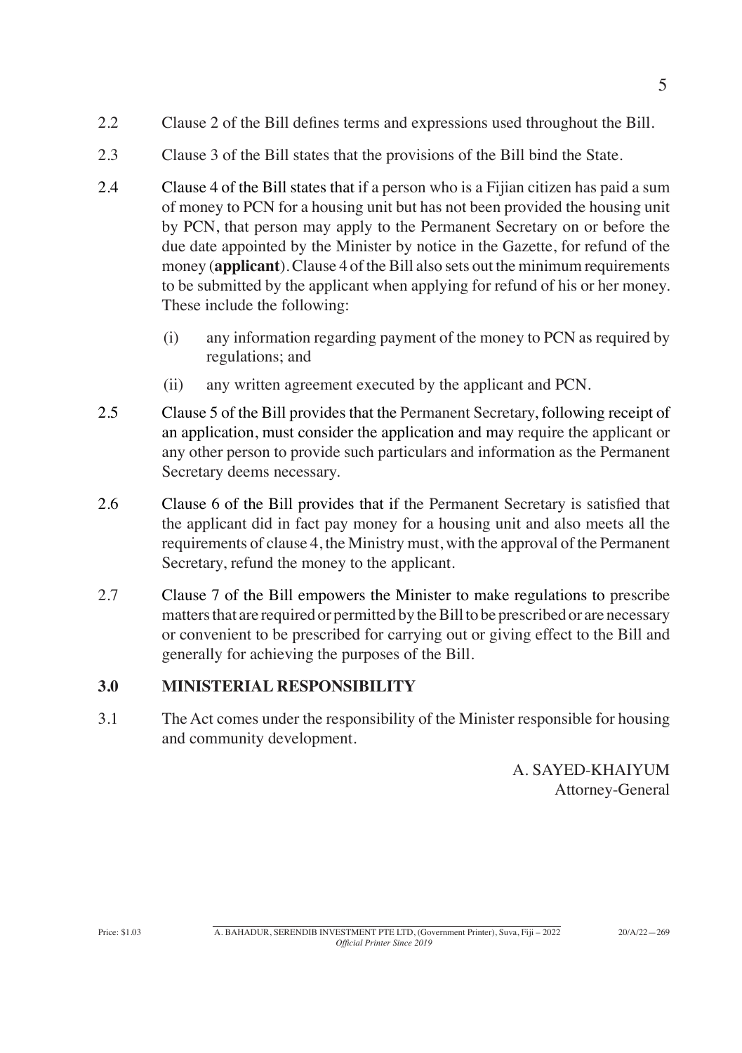2.2 Clause 2 of the Bill defines terms and expressions used throughout the Bill.

2.3 Clause 3 of the Bill states that the provisions of the Bill bind the State.

2.4 Clause 4 of the Bill states that if a person who is a Fijian citizen has paid a sum of money to PCN for a housing unit but has not been provided the housing unit by PCN, that person may apply to the Permanent Secretary on or before the due date appointed by the Minister by notice in the Gazette, for refund of the money (**applicant**). Clause 4 of the Bill also sets out the minimum requirements to be submitted by the applicant when applying for refund of his or her money. These include the following:

(i) any information regarding payment of the money to PCN as required by regulations; and

(ii) any written agreement executed by the applicant and PCN.

2.5 Clause 5 of the Bill provides that the Permanent Secretary, following receipt of an application, must consider the application and may require the applicant or any other person to provide such particulars and information as the Permanent Secretary deems necessary.

2.6 Clause 6 of the Bill provides that if the Permanent Secretary is satisfied that the applicant did in fact pay money for a housing unit and also meets all the requirements of clause 4, the Ministry must, with the approval of the Permanent Secretary, refund the money to the applicant.

2.7 Clause 7 of the Bill empowers the Minister to make regulations to prescribe matters that are required or permitted by the Bill to be prescribed or are necessary or convenient to be prescribed for carrying out or giving effect to the Bill and generally for achieving the purposes of the Bill.

## 3.0 MINISTERIAL RESPONSIBILITY

3.1 The Act comes under the responsibility of the Minister responsible for housing and community development.

A. SAYED-KHAIYUM
Attorney-General

Price: $1.03

A. BAHADUR, SERENDIB INVESTMENT PTE LTD, (Government Printer), Suva, Fiji – 2022
*Official Printer Since 2019*

20/A/22—269